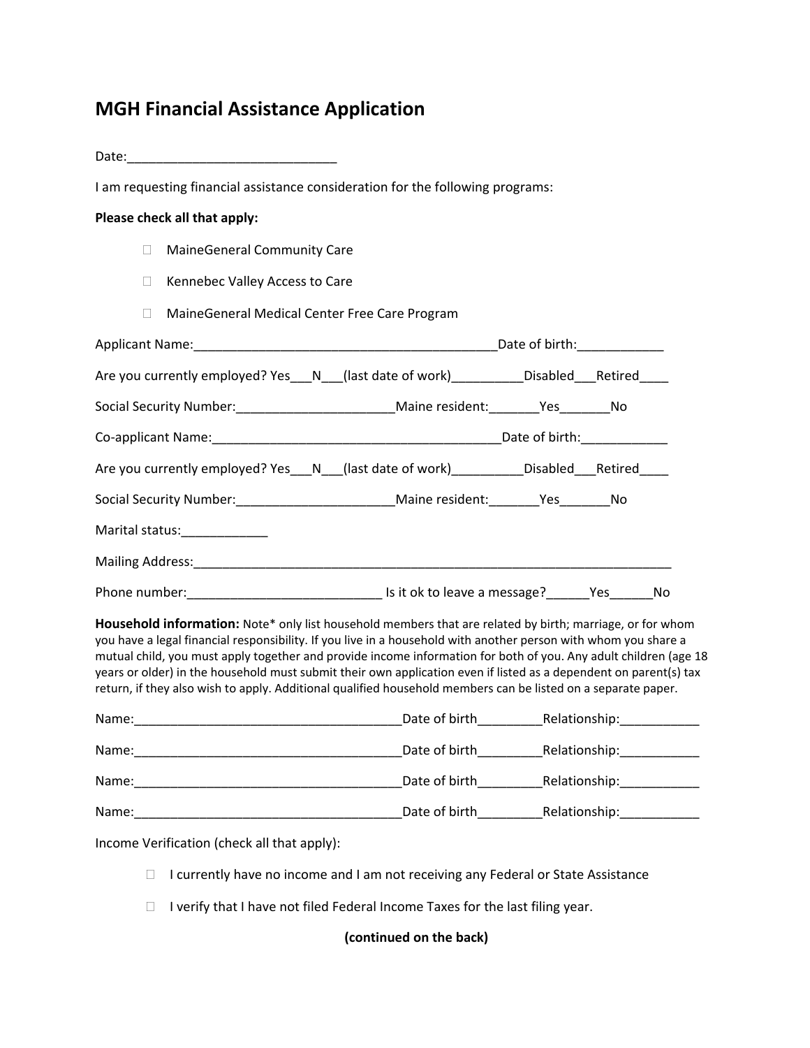# MGH Financial Assistance Application

Date:_____________________________

I am requesting financial assistance consideration for the following programs:

**Please check all that apply:**

- ☐ MaineGeneral Community Care
- ☐ Kennebec Valley Access to Care
- ☐ MaineGeneral Medical Center Free Care Program

Applicant Name:__________________________________________Date of birth:____________

Are you currently employed? Yes___N___(last date of work)__________Disabled___Retired____

Social Security Number:______________________Maine resident:_______Yes_______No

Co-applicant Name:________________________________________Date of birth:____________

Are you currently employed? Yes___N___(last date of work)__________Disabled___Retired____

Social Security Number:______________________Maine resident:_______Yes_______No

Marital status:____________

Mailing Address:_____________________________________________________________________

Phone number:___________________________ Is it ok to leave a message?______Yes______No

**Household information:** Note* only list household members that are related by birth; marriage, or for whom you have a legal financial responsibility. If you live in a household with another person with whom you share a mutual child, you must apply together and provide income information for both of you. Any adult children (age 18 years or older) in the household must submit their own application even if listed as a dependent on parent(s) tax return, if they also wish to apply. Additional qualified household members can be listed on a separate paper.

Name:______________________________________Date of birth_________Relationship:___________

Name:______________________________________Date of birth_________Relationship:___________

Name:______________________________________Date of birth_________Relationship:___________

Name:______________________________________Date of birth_________Relationship:___________

Income Verification (check all that apply):

- ☐ I currently have no income and I am not receiving any Federal or State Assistance
- ☐ I verify that I have not filed Federal Income Taxes for the last filing year.

**(continued on the back)**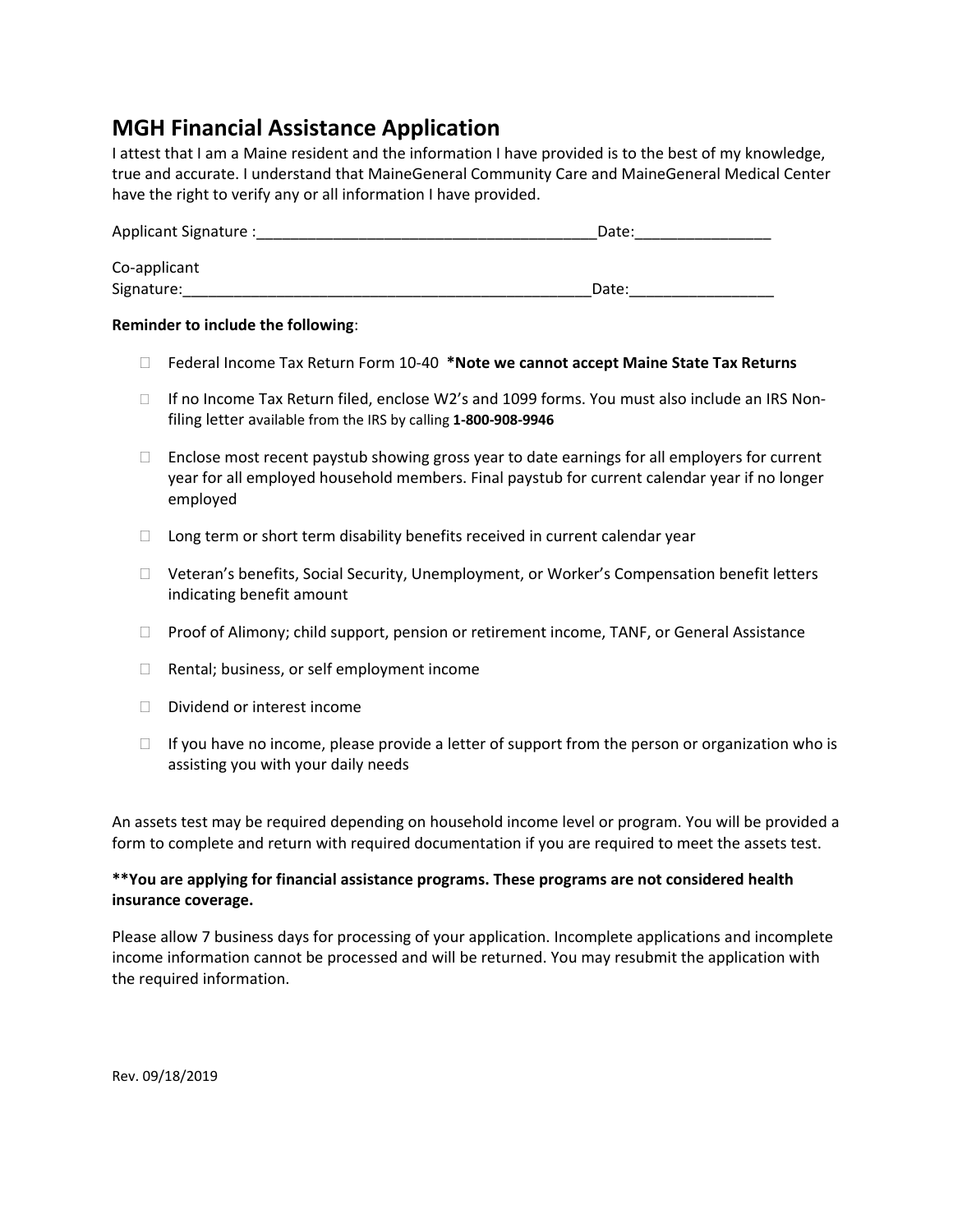## MGH Financial Assistance Application

I attest that I am a Maine resident and the information I have provided is to the best of my knowledge, true and accurate. I understand that MaineGeneral Community Care and MaineGeneral Medical Center have the right to verify any or all information I have provided.

Applicant Signature :_______________________________________Date:________________

Co-applicant Signature:_______________________________________________Date:_________________

**Reminder to include the following**:

- ☐ Federal Income Tax Return Form 10-40 **\*Note we cannot accept Maine State Tax Returns**
- ☐ If no Income Tax Return filed, enclose W2's and 1099 forms. You must also include an IRS Non-filing letter available from the IRS by calling **1-800-908-9946**
- ☐ Enclose most recent paystub showing gross year to date earnings for all employers for current year for all employed household members. Final paystub for current calendar year if no longer employed
- ☐ Long term or short term disability benefits received in current calendar year
- ☐ Veteran's benefits, Social Security, Unemployment, or Worker's Compensation benefit letters indicating benefit amount
- ☐ Proof of Alimony; child support, pension or retirement income, TANF, or General Assistance
- ☐ Rental; business, or self employment income
- ☐ Dividend or interest income
- ☐ If you have no income, please provide a letter of support from the person or organization who is assisting you with your daily needs

An assets test may be required depending on household income level or program. You will be provided a form to complete and return with required documentation if you are required to meet the assets test.

**\*\*You are applying for financial assistance programs. These programs are not considered health insurance coverage.**

Please allow 7 business days for processing of your application. Incomplete applications and incomplete income information cannot be processed and will be returned. You may resubmit the application with the required information.

Rev. 09/18/2019